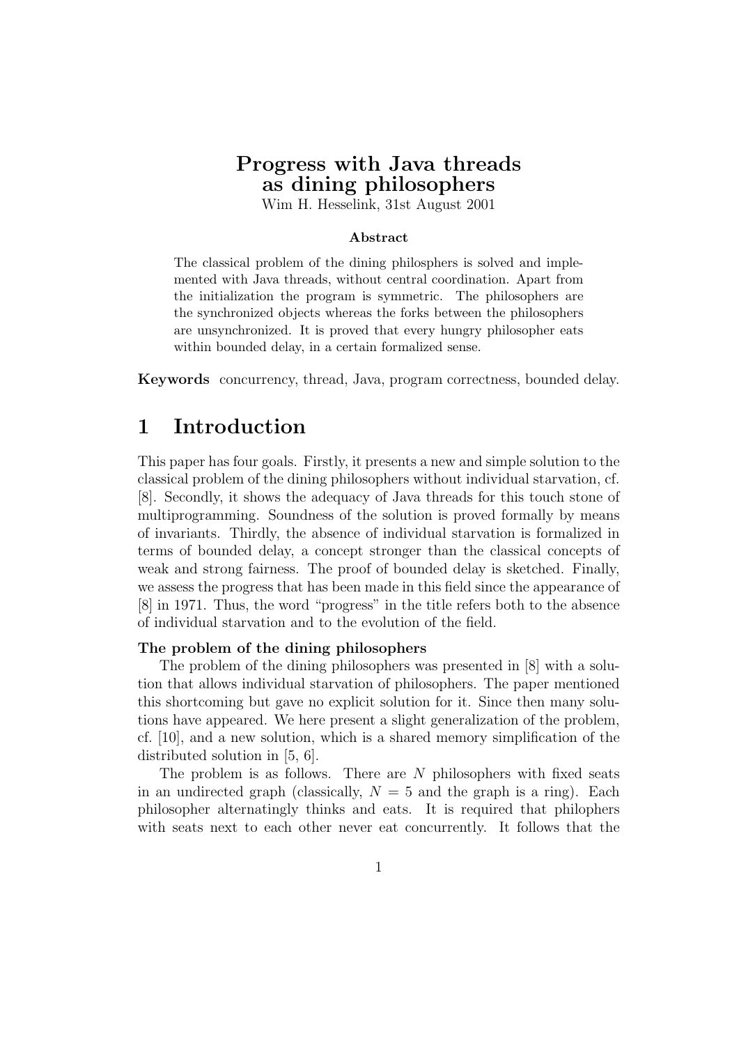# Progress with Java threads as dining philosophers

Wim H. Hesselink, 31st August 2001

**Abstract**

The classical problem of the dining philosphers is solved and implemented with Java threads, without central coordination. Apart from the initialization the program is symmetric. The philosophers are the synchronized objects whereas the forks between the philosophers are unsynchronized. It is proved that every hungry philosopher eats within bounded delay, in a certain formalized sense.

**Keywords** concurrency, thread, Java, program correctness, bounded delay.

## 1 Introduction

This paper has four goals. Firstly, it presents a new and simple solution to the classical problem of the dining philosophers without individual starvation, cf. [8]. Secondly, it shows the adequacy of Java threads for this touch stone of multiprogramming. Soundness of the solution is proved formally by means of invariants. Thirdly, the absence of individual starvation is formalized in terms of bounded delay, a concept stronger than the classical concepts of weak and strong fairness. The proof of bounded delay is sketched. Finally, we assess the progress that has been made in this field since the appearance of [8] in 1971. Thus, the word "progress" in the title refers both to the absence of individual starvation and to the evolution of the field.

### The problem of the dining philosophers

The problem of the dining philosophers was presented in [8] with a solution that allows individual starvation of philosophers. The paper mentioned this shortcoming but gave no explicit solution for it. Since then many solutions have appeared. We here present a slight generalization of the problem, cf. [10], and a new solution, which is a shared memory simplification of the distributed solution in [5, 6].

The problem is as follows. There are $N$ philosophers with fixed seats in an undirected graph (classically, $N = 5$ and the graph is a ring). Each philosopher alternatingly thinks and eats. It is required that philophers with seats next to each other never eat concurrently. It follows that the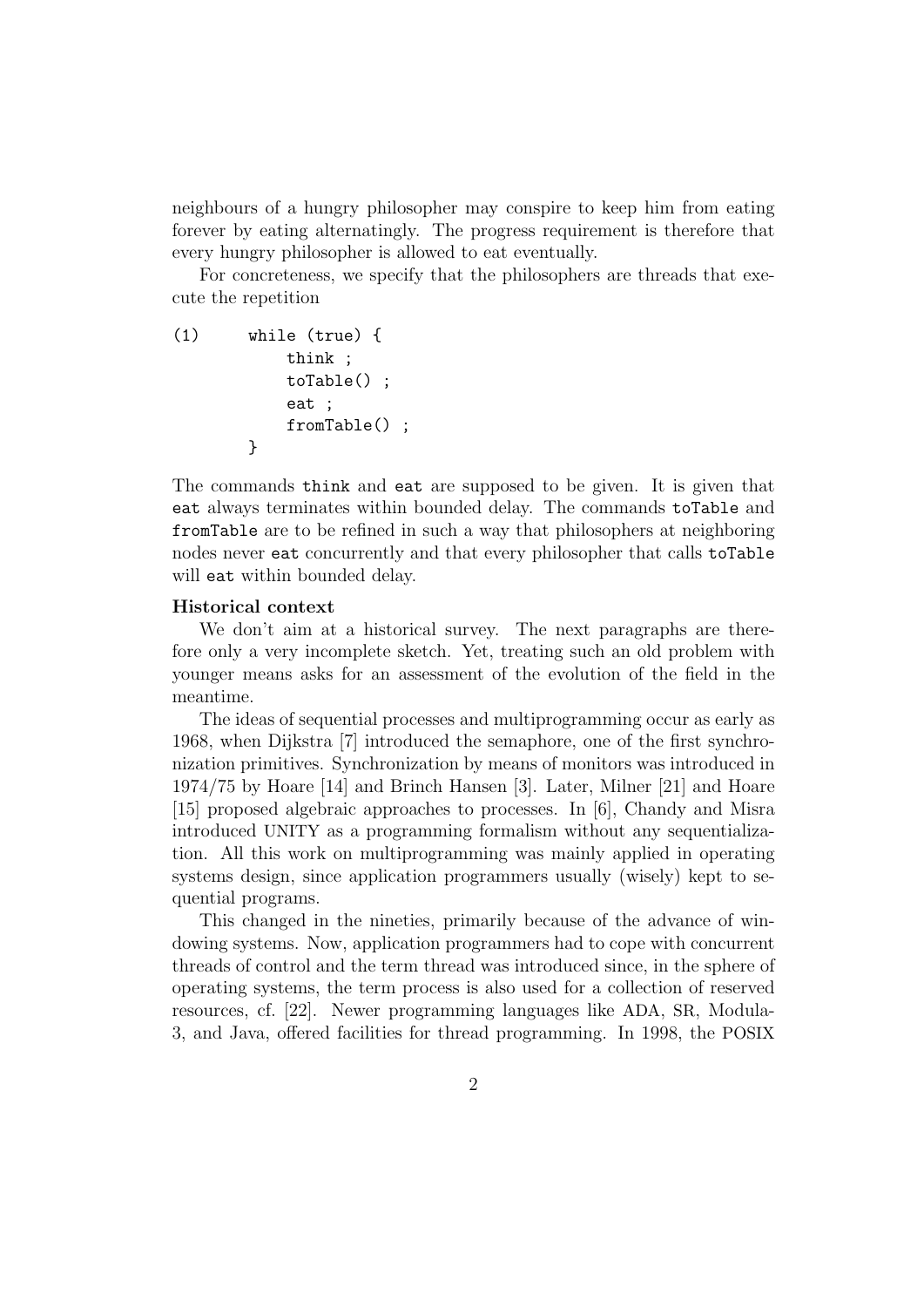neighbours of a hungry philosopher may conspire to keep him from eating forever by eating alternatingly. The progress requirement is therefore that every hungry philosopher is allowed to eat eventually.

For concreteness, we specify that the philosophers are threads that execute the repetition

```
(1)     while (true) {
            think ;
            toTable() ;
            eat ;
            fromTable() ;
        }
```

The commands `think` and `eat` are supposed to be given. It is given that `eat` always terminates within bounded delay. The commands `toTable` and `fromTable` are to be refined in such a way that philosophers at neighboring nodes never `eat` concurrently and that every philosopher that calls `toTable` will `eat` within bounded delay.

**Historical context**

We don't aim at a historical survey. The next paragraphs are therefore only a very incomplete sketch. Yet, treating such an old problem with younger means asks for an assessment of the evolution of the field in the meantime.

The ideas of sequential processes and multiprogramming occur as early as 1968, when Dijkstra [7] introduced the semaphore, one of the first synchronization primitives. Synchronization by means of monitors was introduced in 1974/75 by Hoare [14] and Brinch Hansen [3]. Later, Milner [21] and Hoare [15] proposed algebraic approaches to processes. In [6], Chandy and Misra introduced UNITY as a programming formalism without any sequentialization. All this work on multiprogramming was mainly applied in operating systems design, since application programmers usually (wisely) kept to sequential programs.

This changed in the nineties, primarily because of the advance of windowing systems. Now, application programmers had to cope with concurrent threads of control and the term thread was introduced since, in the sphere of operating systems, the term process is also used for a collection of reserved resources, cf. [22]. Newer programming languages like ADA, SR, Modula-3, and Java, offered facilities for thread programming. In 1998, the POSIX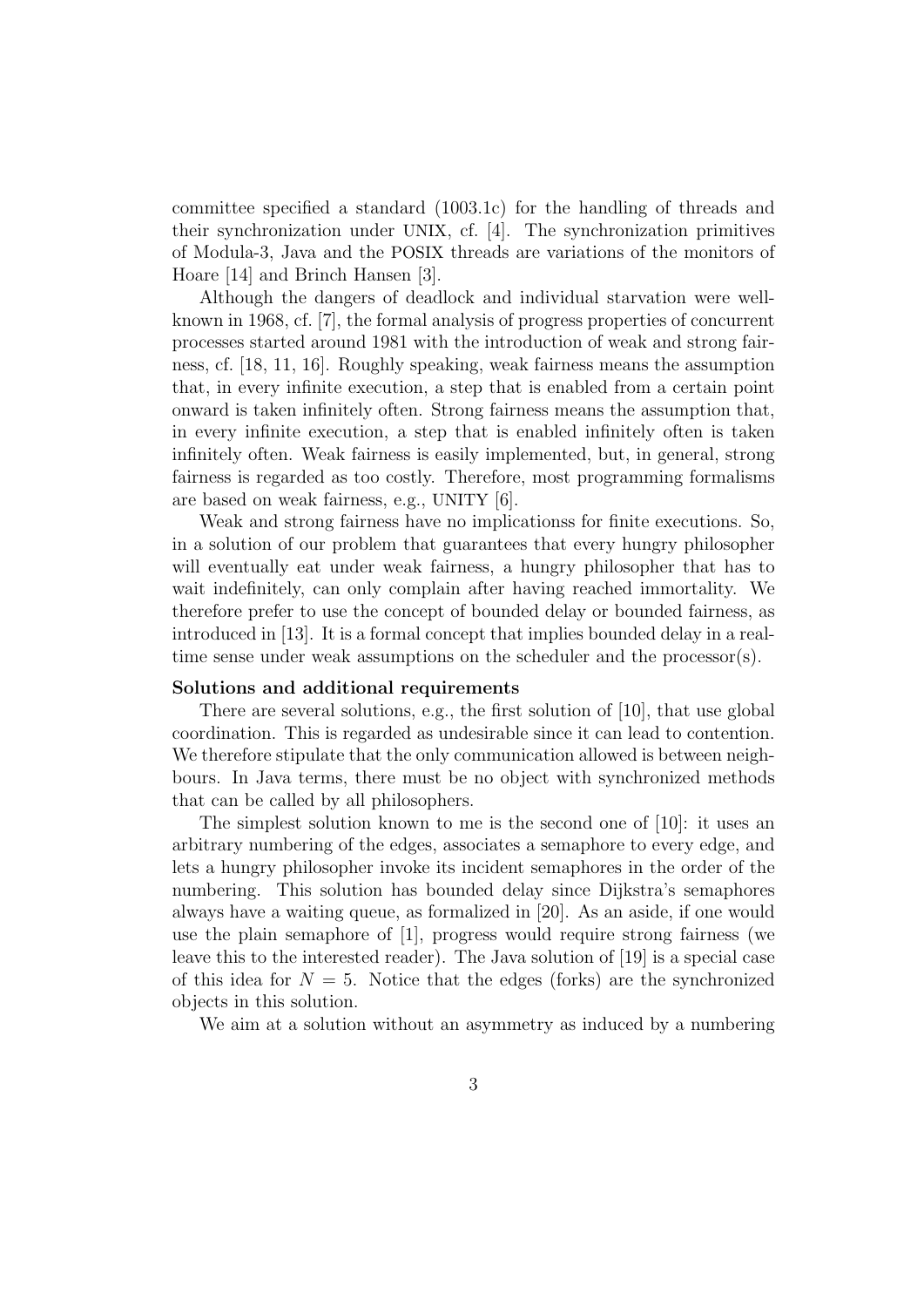committee specified a standard (1003.1c) for the handling of threads and their synchronization under UNIX, cf. [4]. The synchronization primitives of Modula-3, Java and the POSIX threads are variations of the monitors of Hoare [14] and Brinch Hansen [3].

Although the dangers of deadlock and individual starvation were well-known in 1968, cf. [7], the formal analysis of progress properties of concurrent processes started around 1981 with the introduction of weak and strong fairness, cf. [18, 11, 16]. Roughly speaking, weak fairness means the assumption that, in every infinite execution, a step that is enabled from a certain point onward is taken infinitely often. Strong fairness means the assumption that, in every infinite execution, a step that is enabled infinitely often is taken infinitely often. Weak fairness is easily implemented, but, in general, strong fairness is regarded as too costly. Therefore, most programming formalisms are based on weak fairness, e.g., UNITY [6].

Weak and strong fairness have no implicationss for finite executions. So, in a solution of our problem that guarantees that every hungry philosopher will eventually eat under weak fairness, a hungry philosopher that has to wait indefinitely, can only complain after having reached immortality. We therefore prefer to use the concept of bounded delay or bounded fairness, as introduced in [13]. It is a formal concept that implies bounded delay in a real-time sense under weak assumptions on the scheduler and the processor(s).

**Solutions and additional requirements**

There are several solutions, e.g., the first solution of [10], that use global coordination. This is regarded as undesirable since it can lead to contention. We therefore stipulate that the only communication allowed is between neighbours. In Java terms, there must be no object with synchronized methods that can be called by all philosophers.

The simplest solution known to me is the second one of [10]: it uses an arbitrary numbering of the edges, associates a semaphore to every edge, and lets a hungry philosopher invoke its incident semaphores in the order of the numbering. This solution has bounded delay since Dijkstra's semaphores always have a waiting queue, as formalized in [20]. As an aside, if one would use the plain semaphore of [1], progress would require strong fairness (we leave this to the interested reader). The Java solution of [19] is a special case of this idea for $N = 5$. Notice that the edges (forks) are the synchronized objects in this solution.

We aim at a solution without an asymmetry as induced by a numbering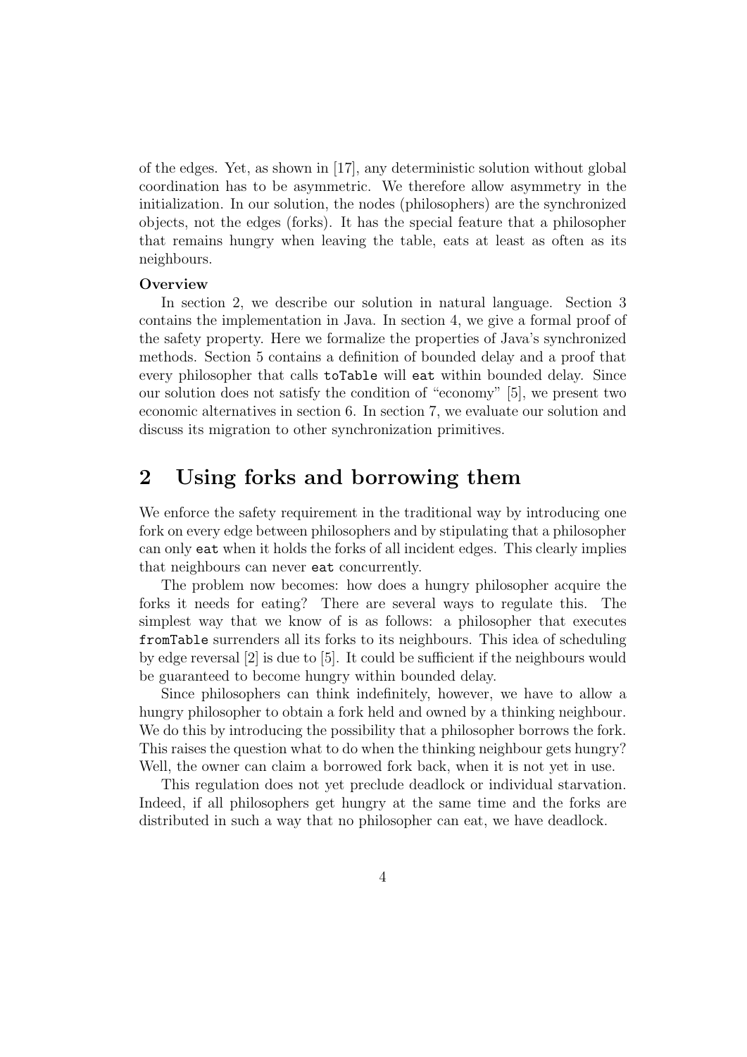of the edges. Yet, as shown in [17], any deterministic solution without global coordination has to be asymmetric. We therefore allow asymmetry in the initialization. In our solution, the nodes (philosophers) are the synchronized objects, not the edges (forks). It has the special feature that a philosopher that remains hungry when leaving the table, eats at least as often as its neighbours.

**Overview**

In section 2, we describe our solution in natural language. Section 3 contains the implementation in Java. In section 4, we give a formal proof of the safety property. Here we formalize the properties of Java's synchronized methods. Section 5 contains a definition of bounded delay and a proof that every philosopher that calls `toTable` will `eat` within bounded delay. Since our solution does not satisfy the condition of "economy" [5], we present two economic alternatives in section 6. In section 7, we evaluate our solution and discuss its migration to other synchronization primitives.

## 2 Using forks and borrowing them

We enforce the safety requirement in the traditional way by introducing one fork on every edge between philosophers and by stipulating that a philosopher can only `eat` when it holds the forks of all incident edges. This clearly implies that neighbours can never `eat` concurrently.

The problem now becomes: how does a hungry philosopher acquire the forks it needs for eating? There are several ways to regulate this. The simplest way that we know of is as follows: a philosopher that executes `fromTable` surrenders all its forks to its neighbours. This idea of scheduling by edge reversal [2] is due to [5]. It could be sufficient if the neighbours would be guaranteed to become hungry within bounded delay.

Since philosophers can think indefinitely, however, we have to allow a hungry philosopher to obtain a fork held and owned by a thinking neighbour. We do this by introducing the possibility that a philosopher borrows the fork. This raises the question what to do when the thinking neighbour gets hungry? Well, the owner can claim a borrowed fork back, when it is not yet in use.

This regulation does not yet preclude deadlock or individual starvation. Indeed, if all philosophers get hungry at the same time and the forks are distributed in such a way that no philosopher can eat, we have deadlock.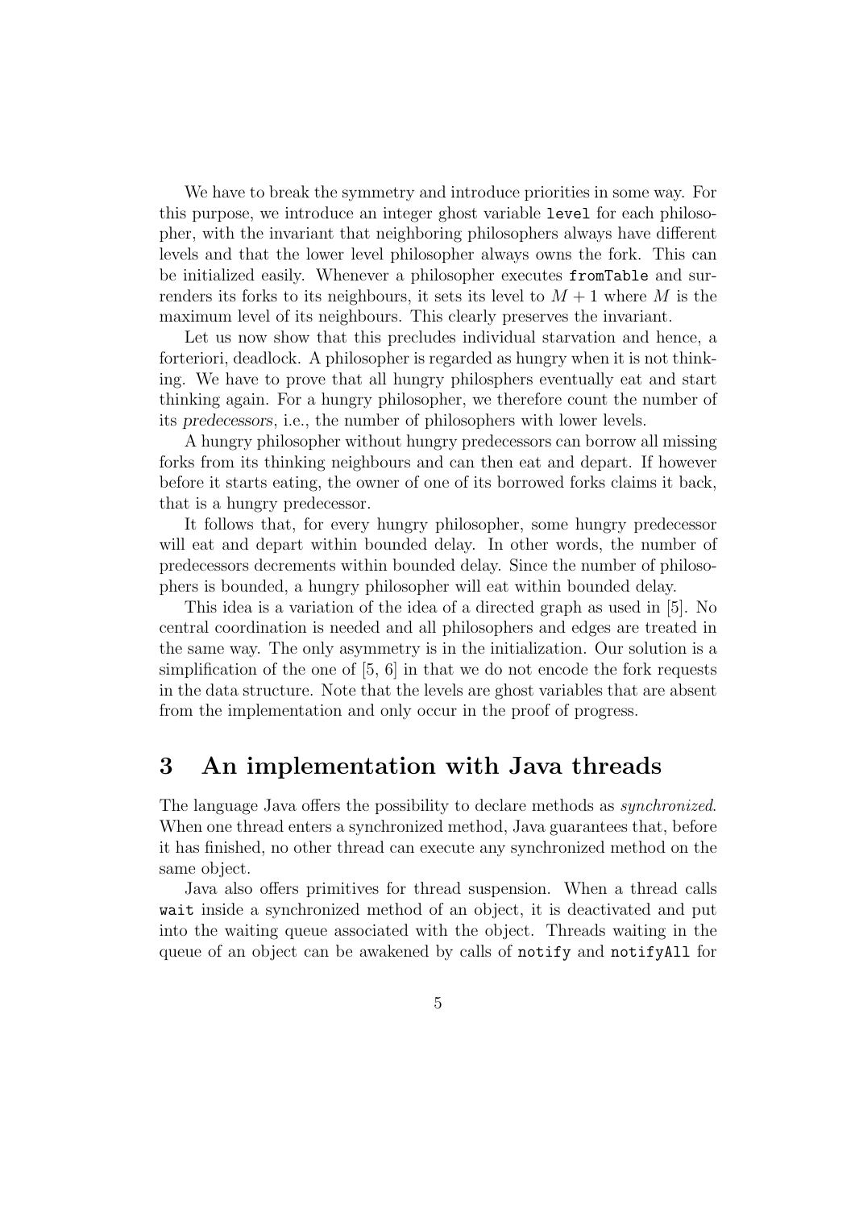We have to break the symmetry and introduce priorities in some way. For this purpose, we introduce an integer ghost variable `level` for each philosopher, with the invariant that neighboring philosophers always have different levels and that the lower level philosopher always owns the fork. This can be initialized easily. Whenever a philosopher executes `fromTable` and surrenders its forks to its neighbours, it sets its level to $M + 1$ where $M$ is the maximum level of its neighbours. This clearly preserves the invariant.

Let us now show that this precludes individual starvation and hence, a forteriori, deadlock. A philosopher is regarded as hungry when it is not thinking. We have to prove that all hungry philosphers eventually eat and start thinking again. For a hungry philosopher, we therefore count the number of its *predecessors*, i.e., the number of philosophers with lower levels.

A hungry philosopher without hungry predecessors can borrow all missing forks from its thinking neighbours and can then eat and depart. If however before it starts eating, the owner of one of its borrowed forks claims it back, that is a hungry predecessor.

It follows that, for every hungry philosopher, some hungry predecessor will eat and depart within bounded delay. In other words, the number of predecessors decrements within bounded delay. Since the number of philosophers is bounded, a hungry philosopher will eat within bounded delay.

This idea is a variation of the idea of a directed graph as used in [5]. No central coordination is needed and all philosophers and edges are treated in the same way. The only asymmetry is in the initialization. Our solution is a simplification of the one of [5, 6] in that we do not encode the fork requests in the data structure. Note that the levels are ghost variables that are absent from the implementation and only occur in the proof of progress.

## 3 An implementation with Java threads

The language Java offers the possibility to declare methods as *synchronized*. When one thread enters a synchronized method, Java guarantees that, before it has finished, no other thread can execute any synchronized method on the same object.

Java also offers primitives for thread suspension. When a thread calls `wait` inside a synchronized method of an object, it is deactivated and put into the waiting queue associated with the object. Threads waiting in the queue of an object can be awakened by calls of `notify` and `notifyAll` for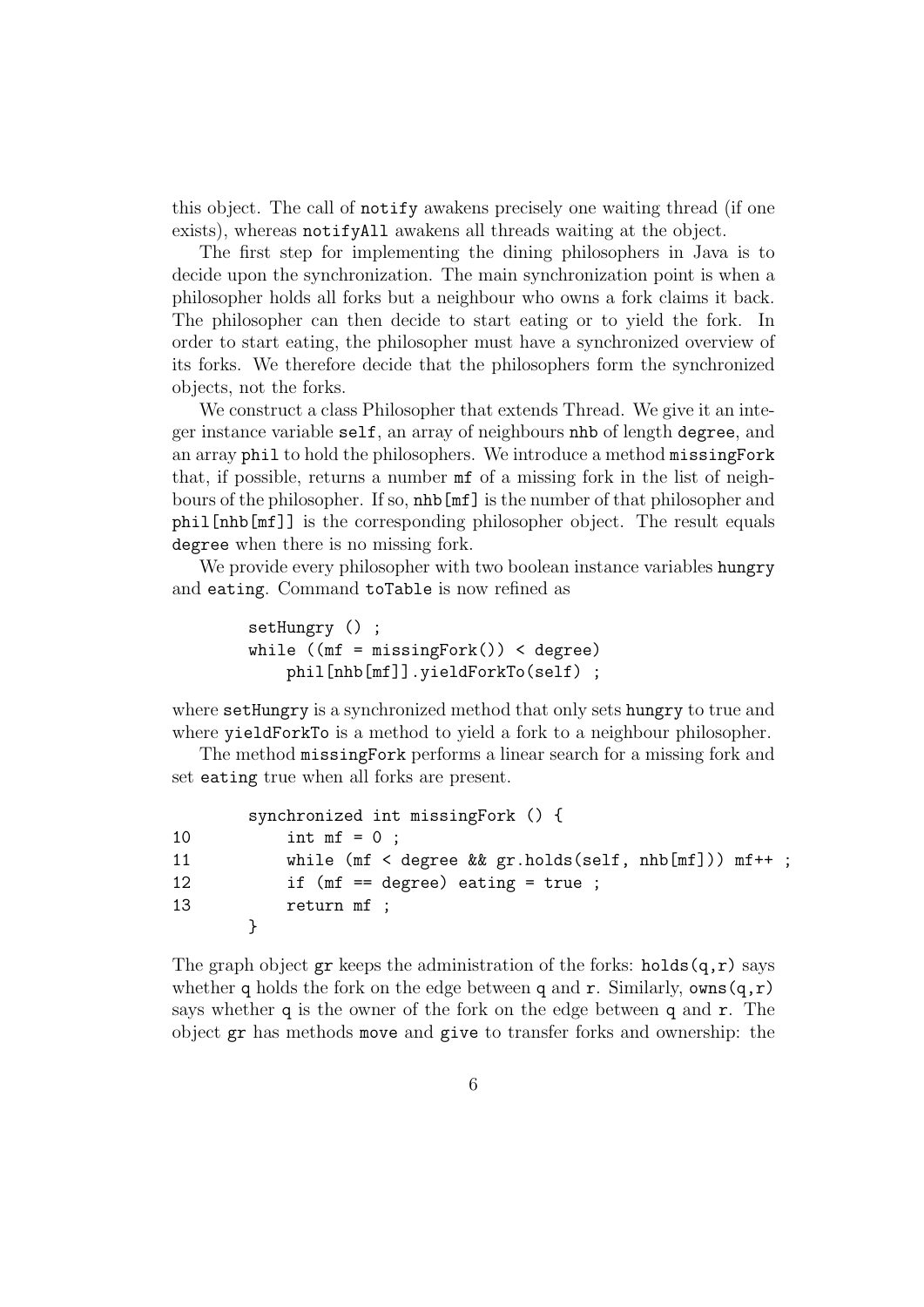this object. The call of `notify` awakens precisely one waiting thread (if one exists), whereas `notifyAll` awakens all threads waiting at the object.

The first step for implementing the dining philosophers in Java is to decide upon the synchronization. The main synchronization point is when a philosopher holds all forks but a neighbour who owns a fork claims it back. The philosopher can then decide to start eating or to yield the fork. In order to start eating, the philosopher must have a synchronized overview of its forks. We therefore decide that the philosophers form the synchronized objects, not the forks.

We construct a class Philosopher that extends Thread. We give it an integer instance variable `self`, an array of neighbours `nhb` of length `degree`, and an array `phil` to hold the philosophers. We introduce a method `missingFork` that, if possible, returns a number `mf` of a missing fork in the list of neighbours of the philosopher. If so, `nhb[mf]` is the number of that philosopher and `phil[nhb[mf]]` is the corresponding philosopher object. The result equals `degree` when there is no missing fork.

We provide every philosopher with two boolean instance variables `hungry` and `eating`. Command `toTable` is now refined as

```
setHungry () ;
while ((mf = missingFork()) < degree)
    phil[nhb[mf]].yieldForkTo(self) ;
```

where `setHungry` is a synchronized method that only sets `hungry` to true and where `yieldForkTo` is a method to yield a fork to a neighbour philosopher.

The method `missingFork` performs a linear search for a missing fork and set `eating` true when all forks are present.

```
        synchronized int missingFork () {
10          int mf = 0 ;
11          while (mf < degree && gr.holds(self, nhb[mf])) mf++ ;
12          if (mf == degree) eating = true ;
13          return mf ;
        }
```

The graph object `gr` keeps the administration of the forks: `holds(q,r)` says whether `q` holds the fork on the edge between `q` and `r`. Similarly, `owns(q,r)` says whether `q` is the owner of the fork on the edge between `q` and `r`. The object `gr` has methods `move` and `give` to transfer forks and ownership: the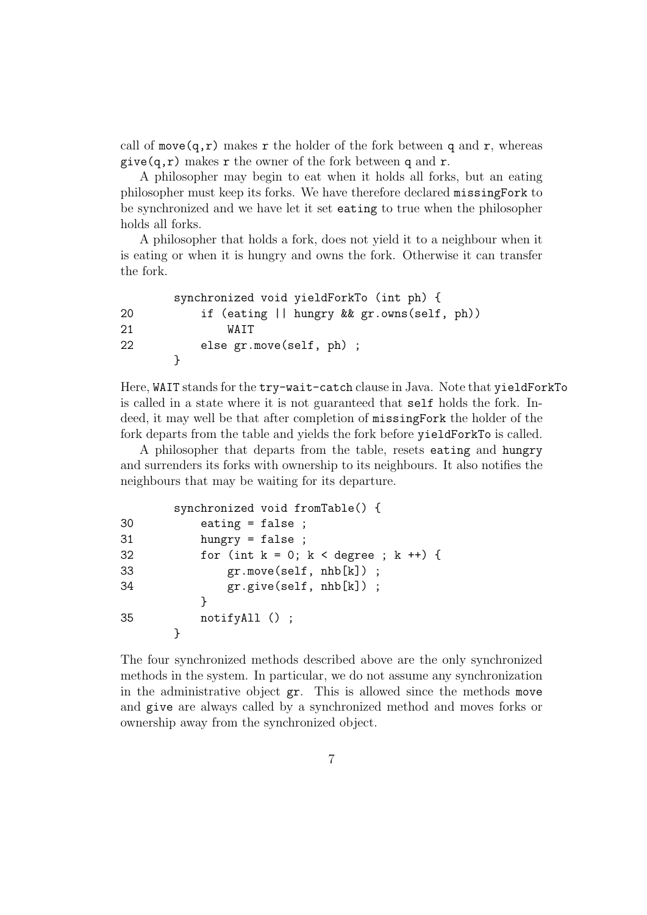call of `move(q,r)` makes `r` the holder of the fork between `q` and `r`, whereas `give(q,r)` makes `r` the owner of the fork between `q` and `r`.

A philosopher may begin to eat when it holds all forks, but an eating philosopher must keep its forks. We have therefore declared `missingFork` to be synchronized and we have let it set `eating` to true when the philosopher holds all forks.

A philosopher that holds a fork, does not yield it to a neighbour when it is eating or when it is hungry and owns the fork. Otherwise it can transfer the fork.

```
        synchronized void yieldForkTo (int ph) {
20          if (eating || hungry && gr.owns(self, ph))
21              WAIT
22          else gr.move(self, ph) ;
        }
```

Here, `WAIT` stands for the `try-wait-catch` clause in Java. Note that `yieldForkTo` is called in a state where it is not guaranteed that `self` holds the fork. Indeed, it may well be that after completion of `missingFork` the holder of the fork departs from the table and yields the fork before `yieldForkTo` is called.

A philosopher that departs from the table, resets `eating` and `hungry` and surrenders its forks with ownership to its neighbours. It also notifies the neighbours that may be waiting for its departure.

```
        synchronized void fromTable() {
30          eating = false ;
31          hungry = false ;
32          for (int k = 0; k < degree ; k ++) {
33              gr.move(self, nhb[k]) ;
34              gr.give(self, nhb[k]) ;
            }
35          notifyAll () ;
        }
```

The four synchronized methods described above are the only synchronized methods in the system. In particular, we do not assume any synchronization in the administrative object `gr`. This is allowed since the methods `move` and `give` are always called by a synchronized method and moves forks or ownership away from the synchronized object.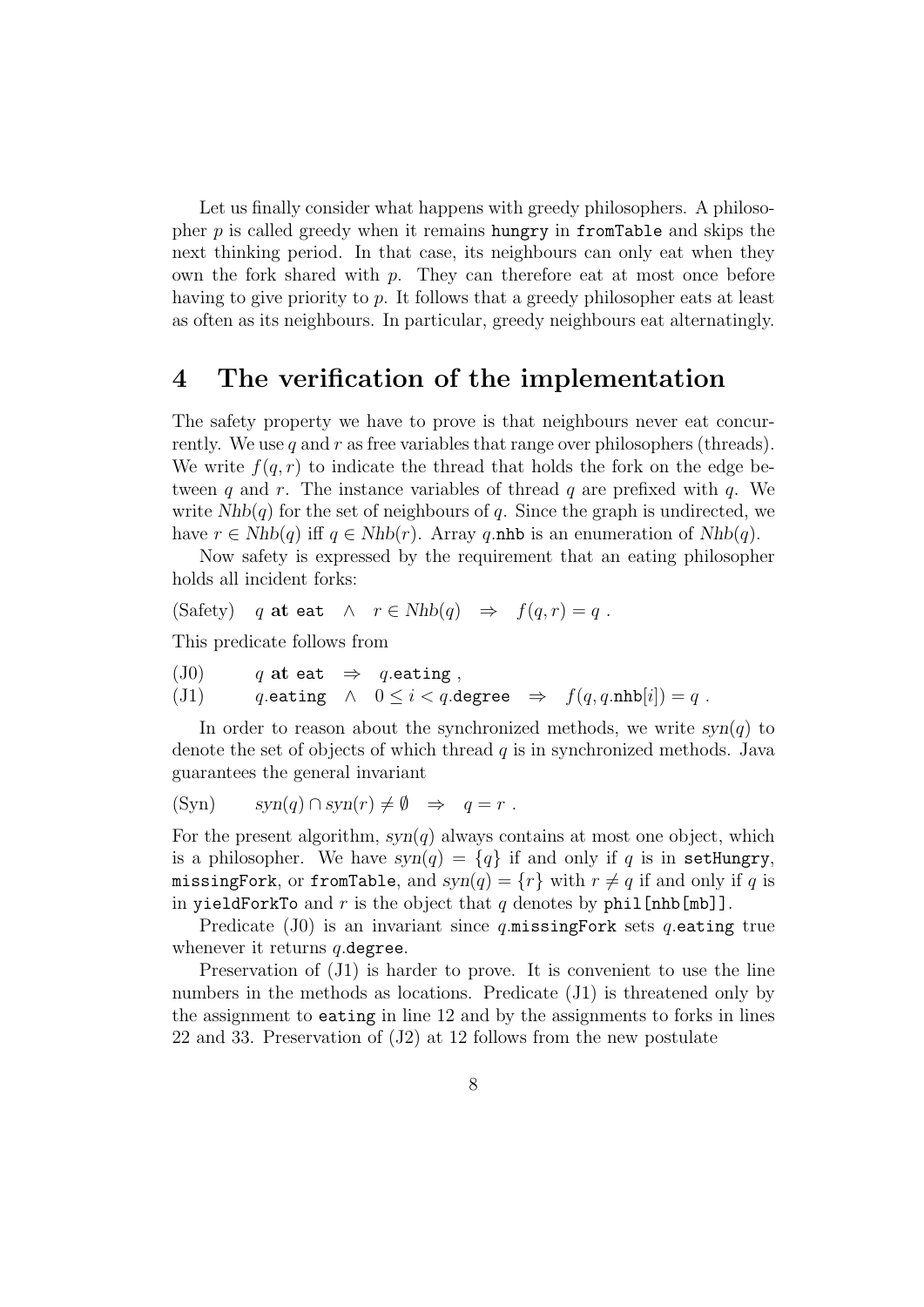Let us finally consider what happens with greedy philosophers. A philosopher $p$ is called greedy when it remains `hungry` in `fromTable` and skips the next thinking period. In that case, its neighbours can only eat when they own the fork shared with $p$. They can therefore eat at most once before having to give priority to $p$. It follows that a greedy philosopher eats at least as often as its neighbours. In particular, greedy neighbours eat alternatingly.

# 4 The verification of the implementation

The safety property we have to prove is that neighbours never eat concurrently. We use $q$ and $r$ as free variables that range over philosophers (threads). We write $f(q, r)$ to indicate the thread that holds the fork on the edge between $q$ and $r$. The instance variables of thread $q$ are prefixed with $q$. We write $Nhb(q)$ for the set of neighbours of $q$. Since the graph is undirected, we have $r \in Nhb(q)$ iff $q \in Nhb(r)$. Array $q$.`nhb` is an enumeration of $Nhb(q)$.

Now safety is expressed by the requirement that an eating philosopher holds all incident forks:

(Safety) $\quad q \textbf{ at } \texttt{eat} \;\wedge\; r \in Nhb(q) \;\Rightarrow\; f(q, r) = q \ .$

This predicate follows from

(J0) $\quad q \textbf{ at } \texttt{eat} \;\Rightarrow\; q.\texttt{eating} \ ,$

(J1) $\quad q.\texttt{eating} \;\wedge\; 0 \le i < q.\texttt{degree} \;\Rightarrow\; f(q, q.\texttt{nhb}[i]) = q \ .$

In order to reason about the synchronized methods, we write $syn(q)$ to denote the set of objects of which thread $q$ is in synchronized methods. Java guarantees the general invariant

(Syn) $\quad syn(q) \cap syn(r) \neq \emptyset \;\Rightarrow\; q = r \ .$

For the present algorithm, $syn(q)$ always contains at most one object, which is a philosopher. We have $syn(q) = \{q\}$ if and only if $q$ is in `setHungry`, `missingFork`, or `fromTable`, and $syn(q) = \{r\}$ with $r \neq q$ if and only if $q$ is in `yieldForkTo` and $r$ is the object that $q$ denotes by `phil[nhb[mb]]`.

Predicate (J0) is an invariant since $q$.`missingFork` sets $q$.`eating` true whenever it returns $q$.`degree`.

Preservation of (J1) is harder to prove. It is convenient to use the line numbers in the methods as locations. Predicate (J1) is threatened only by the assignment to `eating` in line 12 and by the assignments to forks in lines 22 and 33. Preservation of (J2) at 12 follows from the new postulate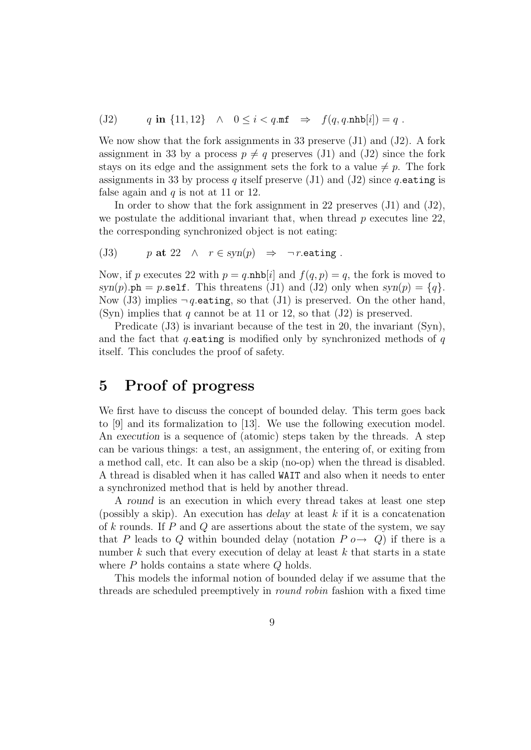(J2) $\qquad q$ **in** $\{11, 12\} \quad \wedge \quad 0 \leq i < q.\mathtt{mf} \quad \Rightarrow \quad f(q, q.\mathtt{nhb}[i]) = q$ .

We now show that the fork assignments in 33 preserve (J1) and (J2). A fork assignment in 33 by a process $p \neq q$ preserves (J1) and (J2) since the fork stays on its edge and the assignment sets the fork to a value $\neq p$. The fork assignments in 33 by process $q$ itself preserve (J1) and (J2) since $q.\mathtt{eating}$ is false again and $q$ is not at 11 or 12.

In order to show that the fork assignment in 22 preserves (J1) and (J2), we postulate the additional invariant that, when thread $p$ executes line 22, the corresponding synchronized object is not eating:

(J3) $\qquad p$ **at** $22 \quad \wedge \quad r \in syn(p) \quad \Rightarrow \quad \neg\, r.\mathtt{eating}$ .

Now, if $p$ executes 22 with $p = q.\mathtt{nhb}[i]$ and $f(q, p) = q$, the fork is moved to $syn(p).\mathtt{ph} = p.\mathtt{self}$. This threatens (J1) and (J2) only when $syn(p) = \{q\}$. Now (J3) implies $\neg\, q.\mathtt{eating}$, so that (J1) is preserved. On the other hand, (Syn) implies that $q$ cannot be at 11 or 12, so that (J2) is preserved.

Predicate (J3) is invariant because of the test in 20, the invariant (Syn), and the fact that $q.\mathtt{eating}$ is modified only by synchronized methods of $q$ itself. This concludes the proof of safety.

# 5 Proof of progress

We first have to discuss the concept of bounded delay. This term goes back to [9] and its formalization to [13]. We use the following execution model. An *execution* is a sequence of (atomic) steps taken by the threads. A step can be various things: a test, an assignment, the entering of, or exiting from a method call, etc. It can also be a skip (no-op) when the thread is disabled. A thread is disabled when it has called `WAIT` and also when it needs to enter a synchronized method that is held by another thread.

A *round* is an execution in which every thread takes at least one step (possibly a skip). An execution has *delay* at least $k$ if it is a concatenation of $k$ rounds. If $P$ and $Q$ are assertions about the state of the system, we say that $P$ leads to $Q$ within bounded delay (notation $P \; o\!\!\rightarrow \; Q$) if there is a number $k$ such that every execution of delay at least $k$ that starts in a state where $P$ holds contains a state where $Q$ holds.

This models the informal notion of bounded delay if we assume that the threads are scheduled preemptively in *round robin* fashion with a fixed time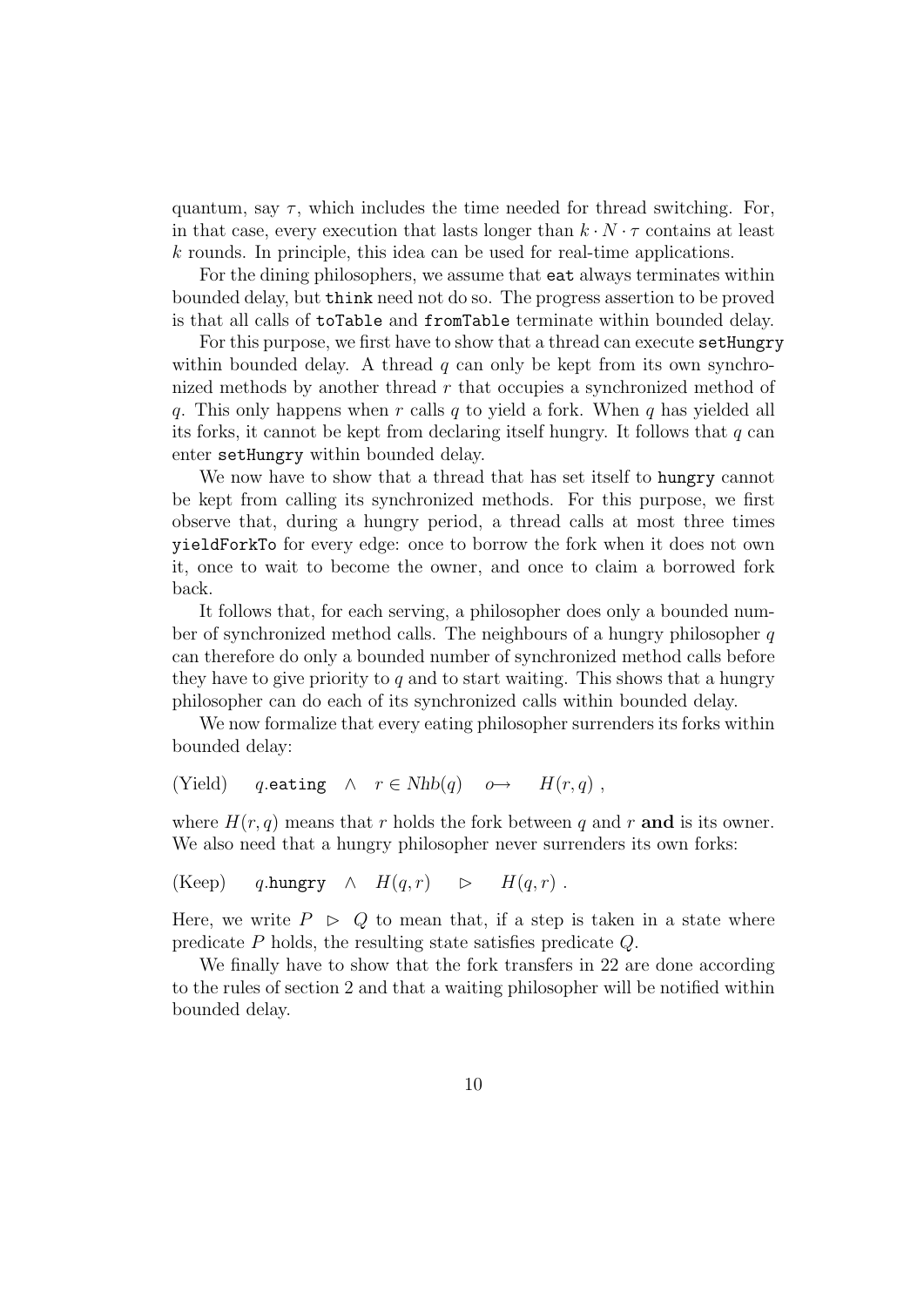quantum, say $\tau$, which includes the time needed for thread switching. For, in that case, every execution that lasts longer than $k \cdot N \cdot \tau$ contains at least $k$ rounds. In principle, this idea can be used for real-time applications.

For the dining philosophers, we assume that `eat` always terminates within bounded delay, but `think` need not do so. The progress assertion to be proved is that all calls of `toTable` and `fromTable` terminate within bounded delay.

For this purpose, we first have to show that a thread can execute `setHungry` within bounded delay. A thread $q$ can only be kept from its own synchronized methods by another thread $r$ that occupies a synchronized method of $q$. This only happens when $r$ calls $q$ to yield a fork. When $q$ has yielded all its forks, it cannot be kept from declaring itself hungry. It follows that $q$ can enter `setHungry` within bounded delay.

We now have to show that a thread that has set itself to `hungry` cannot be kept from calling its synchronized methods. For this purpose, we first observe that, during a hungry period, a thread calls at most three times `yieldForkTo` for every edge: once to borrow the fork when it does not own it, once to wait to become the owner, and once to claim a borrowed fork back.

It follows that, for each serving, a philosopher does only a bounded number of synchronized method calls. The neighbours of a hungry philosopher $q$ can therefore do only a bounded number of synchronized method calls before they have to give priority to $q$ and to start waiting. This shows that a hungry philosopher can do each of its synchronized calls within bounded delay.

We now formalize that every eating philosopher surrenders its forks within bounded delay:

$$\text{(Yield)} \qquad q.\texttt{eating} \;\;\wedge\;\; r \in \mathit{Nhb}(q) \quad o\!\!\rightarrow \quad H(r, q) \ ,$$

where $H(r, q)$ means that $r$ holds the fork between $q$ and $r$ **and** is its owner. We also need that a hungry philosopher never surrenders its own forks:

$$\text{(Keep)} \qquad q.\texttt{hungry} \;\;\wedge\;\; H(q, r) \quad \rhd \quad H(q, r) \ .$$

Here, we write $P \;\rhd\; Q$ to mean that, if a step is taken in a state where predicate $P$ holds, the resulting state satisfies predicate $Q$.

We finally have to show that the fork transfers in 22 are done according to the rules of section 2 and that a waiting philosopher will be notified within bounded delay.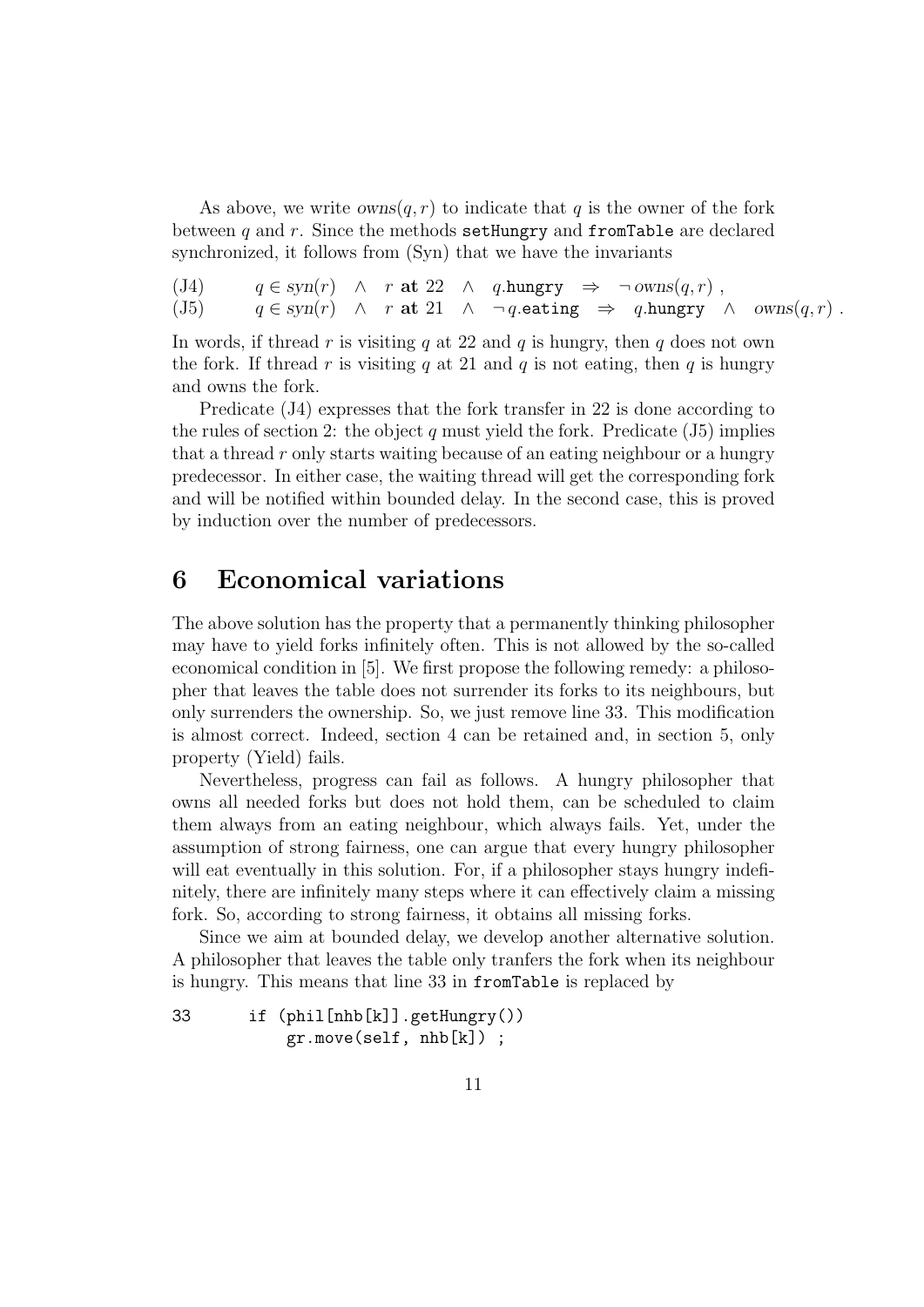As above, we write $owns(q, r)$ to indicate that $q$ is the owner of the fork between $q$ and $r$. Since the methods `setHungry` and `fromTable` are declared synchronized, it follows from (Syn) that we have the invariants

$$\text{(J4)} \qquad q \in syn(r) \;\wedge\; r \textbf{ at } 22 \;\wedge\; q.\texttt{hungry} \;\Rightarrow\; \neg\, owns(q, r)\ ,$$

$$\text{(J5)} \qquad q \in syn(r) \;\wedge\; r \textbf{ at } 21 \;\wedge\; \neg\, q.\texttt{eating} \;\Rightarrow\; q.\texttt{hungry} \;\wedge\; owns(q, r)\ .$$

In words, if thread $r$ is visiting $q$ at 22 and $q$ is hungry, then $q$ does not own the fork. If thread $r$ is visiting $q$ at 21 and $q$ is not eating, then $q$ is hungry and owns the fork.

Predicate (J4) expresses that the fork transfer in 22 is done according to the rules of section 2: the object $q$ must yield the fork. Predicate (J5) implies that a thread $r$ only starts waiting because of an eating neighbour or a hungry predecessor. In either case, the waiting thread will get the corresponding fork and will be notified within bounded delay. In the second case, this is proved by induction over the number of predecessors.

# 6 Economical variations

The above solution has the property that a permanently thinking philosopher may have to yield forks infinitely often. This is not allowed by the so-called economical condition in [5]. We first propose the following remedy: a philosopher that leaves the table does not surrender its forks to its neighbours, but only surrenders the ownership. So, we just remove line 33. This modification is almost correct. Indeed, section 4 can be retained and, in section 5, only property (Yield) fails.

Nevertheless, progress can fail as follows. A hungry philosopher that owns all needed forks but does not hold them, can be scheduled to claim them always from an eating neighbour, which always fails. Yet, under the assumption of strong fairness, one can argue that every hungry philosopher will eat eventually in this solution. For, if a philosopher stays hungry indefinitely, there are infinitely many steps where it can effectively claim a missing fork. So, according to strong fairness, it obtains all missing forks.

Since we aim at bounded delay, we develop another alternative solution. A philosopher that leaves the table only tranfers the fork when its neighbour is hungry. This means that line 33 in `fromTable` is replaced by

```
33      if (phil[nhb[k]].getHungry())
            gr.move(self, nhb[k]) ;
```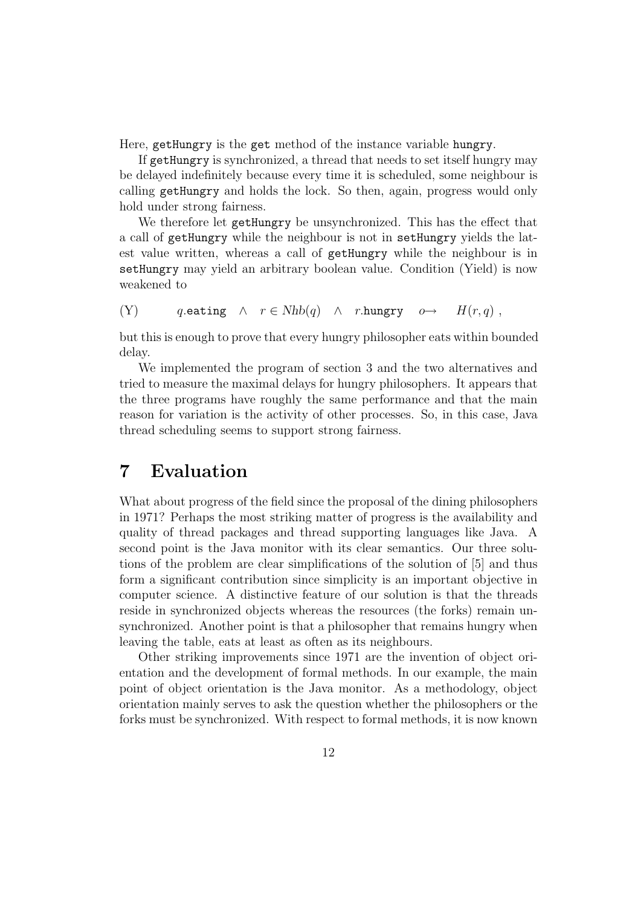Here, `getHungry` is the `get` method of the instance variable `hungry`.

If `getHungry` is synchronized, a thread that needs to set itself hungry may be delayed indefinitely because every time it is scheduled, some neighbour is calling `getHungry` and holds the lock. So then, again, progress would only hold under strong fairness.

We therefore let `getHungry` be unsynchronized. This has the effect that a call of `getHungry` while the neighbour is not in `setHungry` yields the latest value written, whereas a call of `getHungry` while the neighbour is in `setHungry` may yield an arbitrary boolean value. Condition (Yield) is now weakened to

$$\text{(Y)} \qquad q.\mathtt{eating} \ \wedge \ r \in Nhb(q) \ \wedge \ r.\mathtt{hungry} \quad o\!\!\rightarrow \quad H(r, q) \ ,$$

but this is enough to prove that every hungry philosopher eats within bounded delay.

We implemented the program of section 3 and the two alternatives and tried to measure the maximal delays for hungry philosophers. It appears that the three programs have roughly the same performance and that the main reason for variation is the activity of other processes. So, in this case, Java thread scheduling seems to support strong fairness.

# 7 Evaluation

What about progress of the field since the proposal of the dining philosophers in 1971? Perhaps the most striking matter of progress is the availability and quality of thread packages and thread supporting languages like Java. A second point is the Java monitor with its clear semantics. Our three solutions of the problem are clear simplifications of the solution of [5] and thus form a significant contribution since simplicity is an important objective in computer science. A distinctive feature of our solution is that the threads reside in synchronized objects whereas the resources (the forks) remain unsynchronized. Another point is that a philosopher that remains hungry when leaving the table, eats at least as often as its neighbours.

Other striking improvements since 1971 are the invention of object orientation and the development of formal methods. In our example, the main point of object orientation is the Java monitor. As a methodology, object orientation mainly serves to ask the question whether the philosophers or the forks must be synchronized. With respect to formal methods, it is now known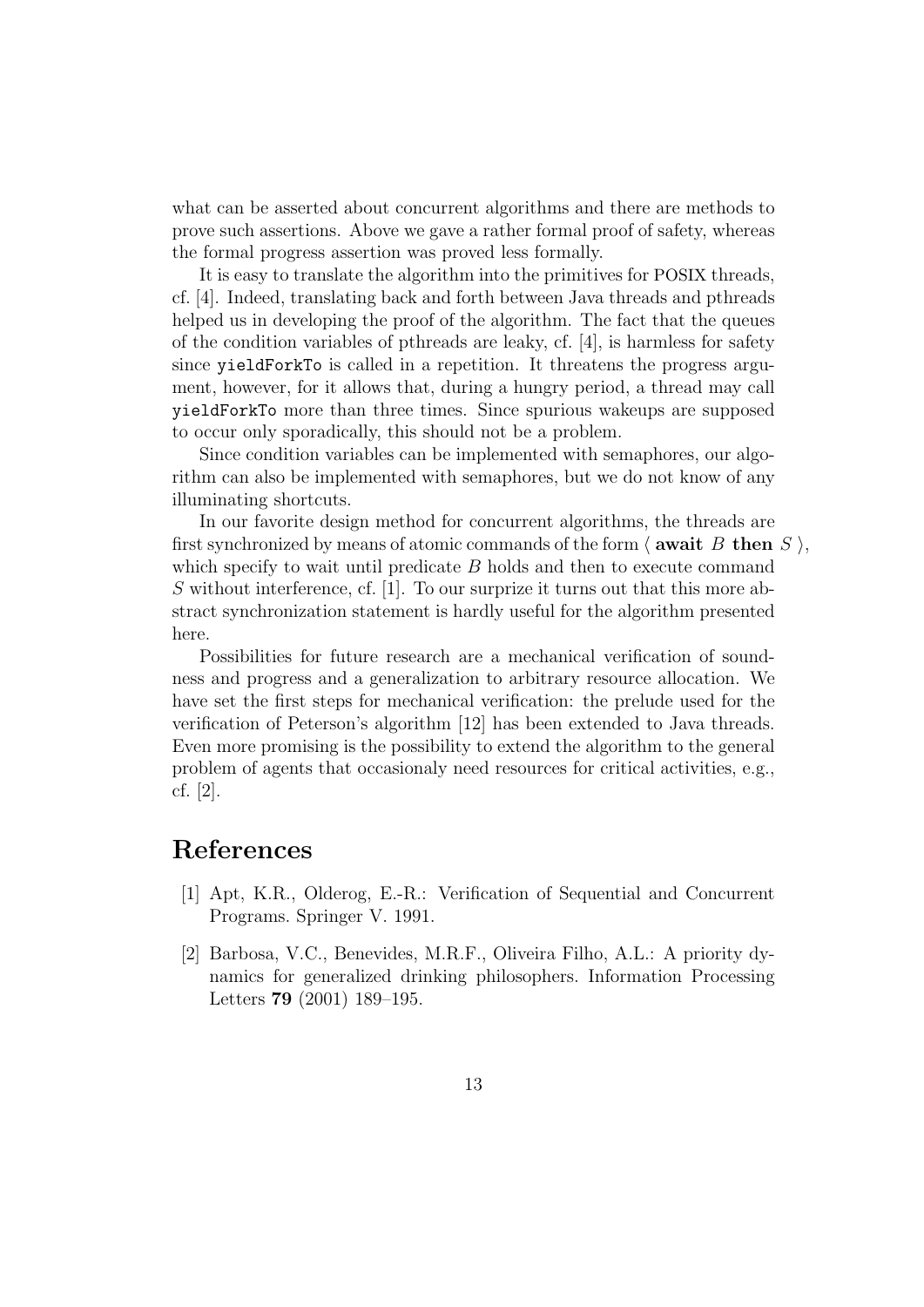what can be asserted about concurrent algorithms and there are methods to prove such assertions. Above we gave a rather formal proof of safety, whereas the formal progress assertion was proved less formally.

It is easy to translate the algorithm into the primitives for POSIX threads, cf. [4]. Indeed, translating back and forth between Java threads and pthreads helped us in developing the proof of the algorithm. The fact that the queues of the condition variables of pthreads are leaky, cf. [4], is harmless for safety since `yieldForkTo` is called in a repetition. It threatens the progress argument, however, for it allows that, during a hungry period, a thread may call `yieldForkTo` more than three times. Since spurious wakeups are supposed to occur only sporadically, this should not be a problem.

Since condition variables can be implemented with semaphores, our algorithm can also be implemented with semaphores, but we do not know of any illuminating shortcuts.

In our favorite design method for concurrent algorithms, the threads are first synchronized by means of atomic commands of the form $\langle$ **await** $B$ **then** $S$ $\rangle$, which specify to wait until predicate $B$ holds and then to execute command $S$ without interference, cf. [1]. To our surprize it turns out that this more abstract synchronization statement is hardly useful for the algorithm presented here.

Possibilities for future research are a mechanical verification of soundness and progress and a generalization to arbitrary resource allocation. We have set the first steps for mechanical verification: the prelude used for the verification of Peterson's algorithm [12] has been extended to Java threads. Even more promising is the possibility to extend the algorithm to the general problem of agents that occasionaly need resources for critical activities, e.g., cf. [2].

## References

[1] Apt, K.R., Olderog, E.-R.: Verification of Sequential and Concurrent Programs. Springer V. 1991.

[2] Barbosa, V.C., Benevides, M.R.F., Oliveira Filho, A.L.: A priority dynamics for generalized drinking philosophers. Information Processing Letters **79** (2001) 189–195.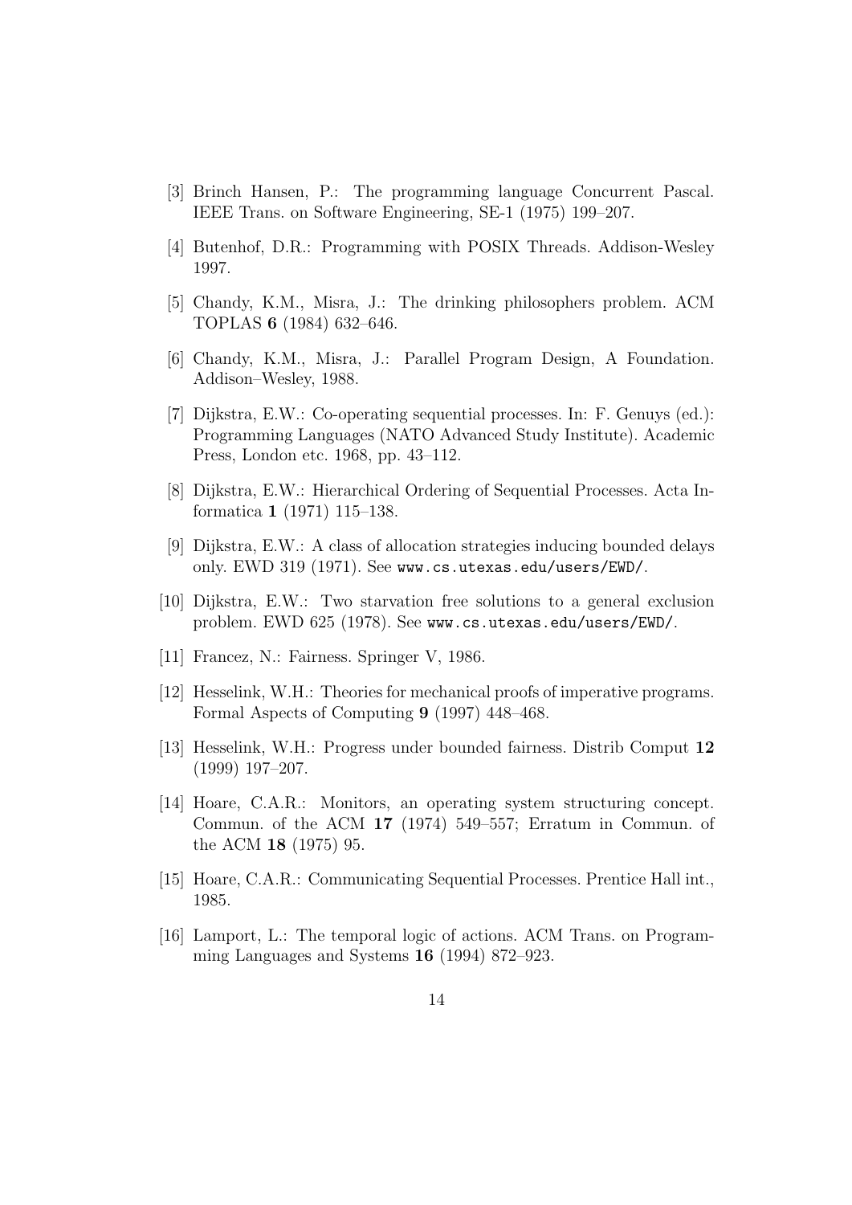[3] Brinch Hansen, P.: The programming language Concurrent Pascal. IEEE Trans. on Software Engineering, SE-1 (1975) 199–207.

[4] Butenhof, D.R.: Programming with POSIX Threads. Addison-Wesley 1997.

[5] Chandy, K.M., Misra, J.: The drinking philosophers problem. ACM TOPLAS **6** (1984) 632–646.

[6] Chandy, K.M., Misra, J.: Parallel Program Design, A Foundation. Addison–Wesley, 1988.

[7] Dijkstra, E.W.: Co-operating sequential processes. In: F. Genuys (ed.): Programming Languages (NATO Advanced Study Institute). Academic Press, London etc. 1968, pp. 43–112.

[8] Dijkstra, E.W.: Hierarchical Ordering of Sequential Processes. Acta Informatica **1** (1971) 115–138.

[9] Dijkstra, E.W.: A class of allocation strategies inducing bounded delays only. EWD 319 (1971). See `www.cs.utexas.edu/users/EWD/`.

[10] Dijkstra, E.W.: Two starvation free solutions to a general exclusion problem. EWD 625 (1978). See `www.cs.utexas.edu/users/EWD/`.

[11] Francez, N.: Fairness. Springer V, 1986.

[12] Hesselink, W.H.: Theories for mechanical proofs of imperative programs. Formal Aspects of Computing **9** (1997) 448–468.

[13] Hesselink, W.H.: Progress under bounded fairness. Distrib Comput **12** (1999) 197–207.

[14] Hoare, C.A.R.: Monitors, an operating system structuring concept. Commun. of the ACM **17** (1974) 549–557; Erratum in Commun. of the ACM **18** (1975) 95.

[15] Hoare, C.A.R.: Communicating Sequential Processes. Prentice Hall int., 1985.

[16] Lamport, L.: The temporal logic of actions. ACM Trans. on Programming Languages and Systems **16** (1994) 872–923.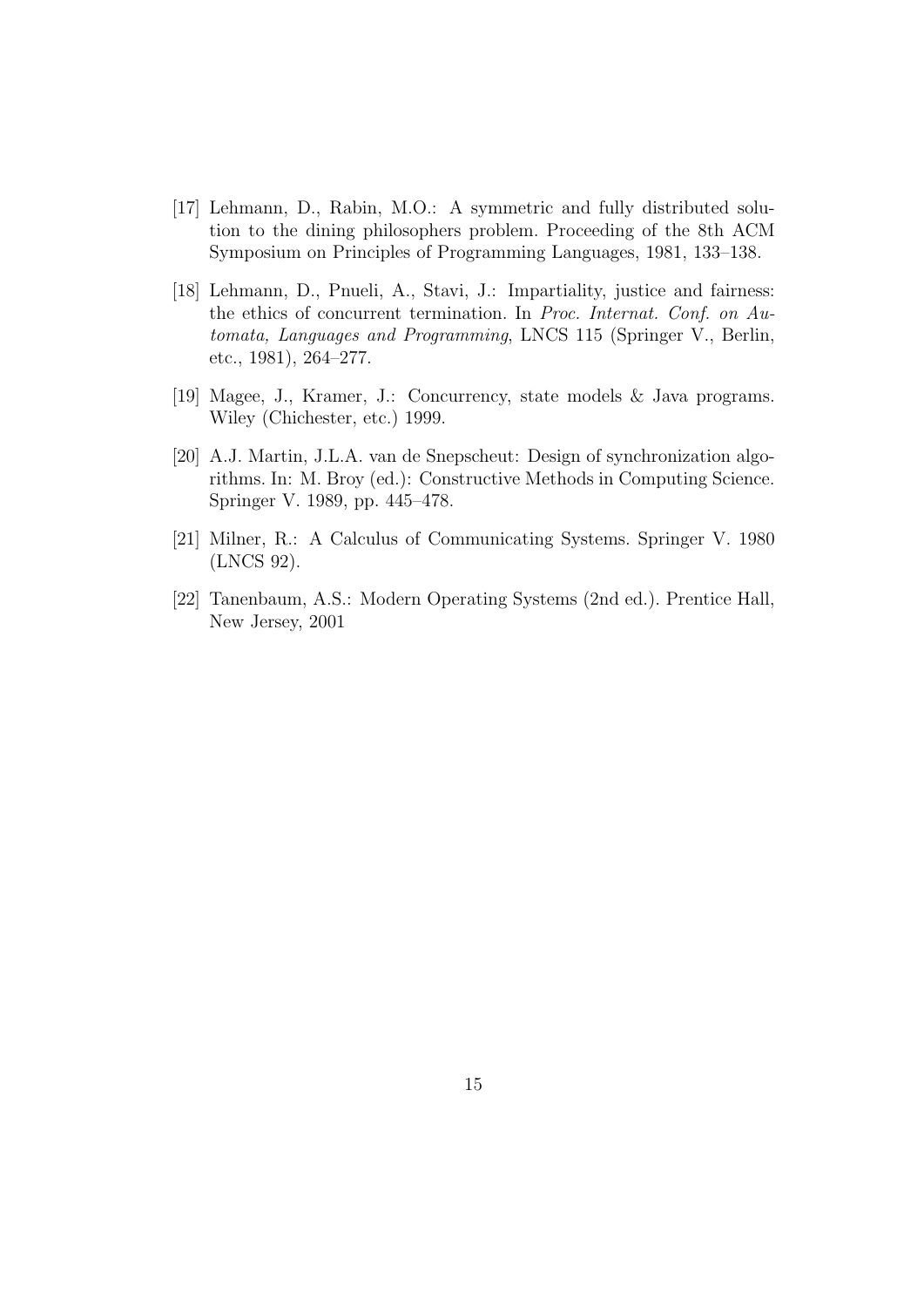[17] Lehmann, D., Rabin, M.O.: A symmetric and fully distributed solution to the dining philosophers problem. Proceeding of the 8th ACM Symposium on Principles of Programming Languages, 1981, 133–138.

[18] Lehmann, D., Pnueli, A., Stavi, J.: Impartiality, justice and fairness: the ethics of concurrent termination. In *Proc. Internat. Conf. on Automata, Languages and Programming*, LNCS 115 (Springer V., Berlin, etc., 1981), 264–277.

[19] Magee, J., Kramer, J.: Concurrency, state models & Java programs. Wiley (Chichester, etc.) 1999.

[20] A.J. Martin, J.L.A. van de Snepscheut: Design of synchronization algorithms. In: M. Broy (ed.): Constructive Methods in Computing Science. Springer V. 1989, pp. 445–478.

[21] Milner, R.: A Calculus of Communicating Systems. Springer V. 1980 (LNCS 92).

[22] Tanenbaum, A.S.: Modern Operating Systems (2nd ed.). Prentice Hall, New Jersey, 2001